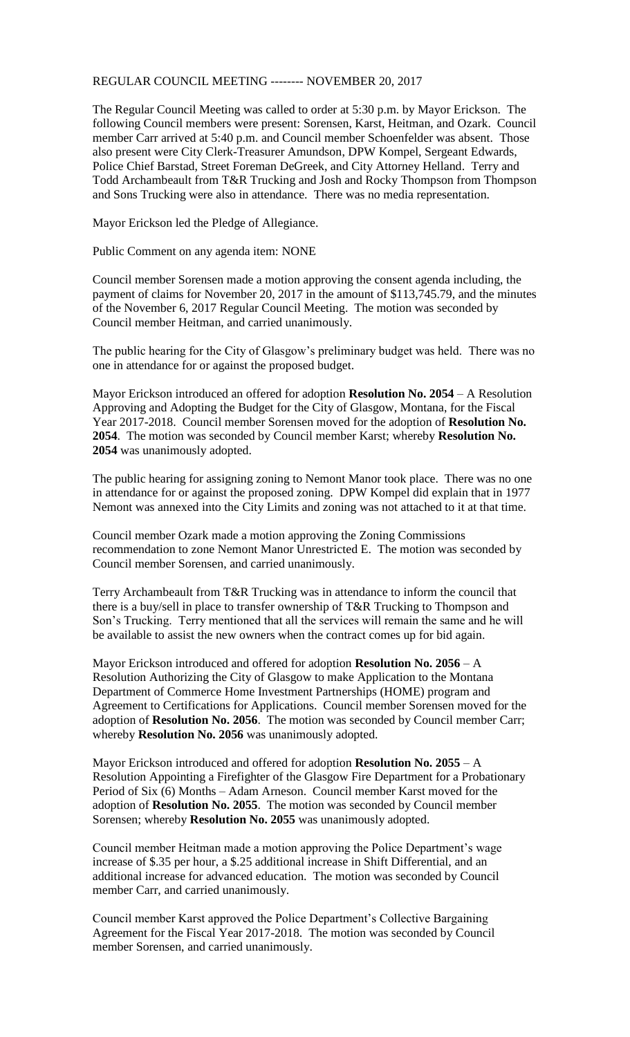REGULAR COUNCIL MEETING -------- NOVEMBER 20, 2017

The Regular Council Meeting was called to order at 5:30 p.m. by Mayor Erickson. The following Council members were present: Sorensen, Karst, Heitman, and Ozark. Council member Carr arrived at 5:40 p.m. and Council member Schoenfelder was absent. Those also present were City Clerk-Treasurer Amundson, DPW Kompel, Sergeant Edwards, Police Chief Barstad, Street Foreman DeGreek, and City Attorney Helland. Terry and Todd Archambeault from T&R Trucking and Josh and Rocky Thompson from Thompson and Sons Trucking were also in attendance. There was no media representation.

Mayor Erickson led the Pledge of Allegiance.

Public Comment on any agenda item: NONE

Council member Sorensen made a motion approving the consent agenda including, the payment of claims for November 20, 2017 in the amount of $113,745.79, and the minutes of the November 6, 2017 Regular Council Meeting. The motion was seconded by Council member Heitman, and carried unanimously.

The public hearing for the City of Glasgow's preliminary budget was held. There was no one in attendance for or against the proposed budget.

Mayor Erickson introduced an offered for adoption **Resolution No. 2054** – A Resolution Approving and Adopting the Budget for the City of Glasgow, Montana, for the Fiscal Year 2017-2018. Council member Sorensen moved for the adoption of **Resolution No. 2054**. The motion was seconded by Council member Karst; whereby **Resolution No. 2054** was unanimously adopted.

The public hearing for assigning zoning to Nemont Manor took place. There was no one in attendance for or against the proposed zoning. DPW Kompel did explain that in 1977 Nemont was annexed into the City Limits and zoning was not attached to it at that time.

Council member Ozark made a motion approving the Zoning Commissions recommendation to zone Nemont Manor Unrestricted E. The motion was seconded by Council member Sorensen, and carried unanimously.

Terry Archambeault from T&R Trucking was in attendance to inform the council that there is a buy/sell in place to transfer ownership of T&R Trucking to Thompson and Son's Trucking. Terry mentioned that all the services will remain the same and he will be available to assist the new owners when the contract comes up for bid again.

Mayor Erickson introduced and offered for adoption **Resolution No. 2056** – A Resolution Authorizing the City of Glasgow to make Application to the Montana Department of Commerce Home Investment Partnerships (HOME) program and Agreement to Certifications for Applications. Council member Sorensen moved for the adoption of **Resolution No. 2056**. The motion was seconded by Council member Carr; whereby **Resolution No. 2056** was unanimously adopted.

Mayor Erickson introduced and offered for adoption **Resolution No. 2055** – A Resolution Appointing a Firefighter of the Glasgow Fire Department for a Probationary Period of Six (6) Months – Adam Arneson. Council member Karst moved for the adoption of **Resolution No. 2055**. The motion was seconded by Council member Sorensen; whereby **Resolution No. 2055** was unanimously adopted.

Council member Heitman made a motion approving the Police Department's wage increase of \$.35 per hour, a \$.25 additional increase in Shift Differential, and an additional increase for advanced education. The motion was seconded by Council member Carr, and carried unanimously.

Council member Karst approved the Police Department's Collective Bargaining Agreement for the Fiscal Year 2017-2018. The motion was seconded by Council member Sorensen, and carried unanimously.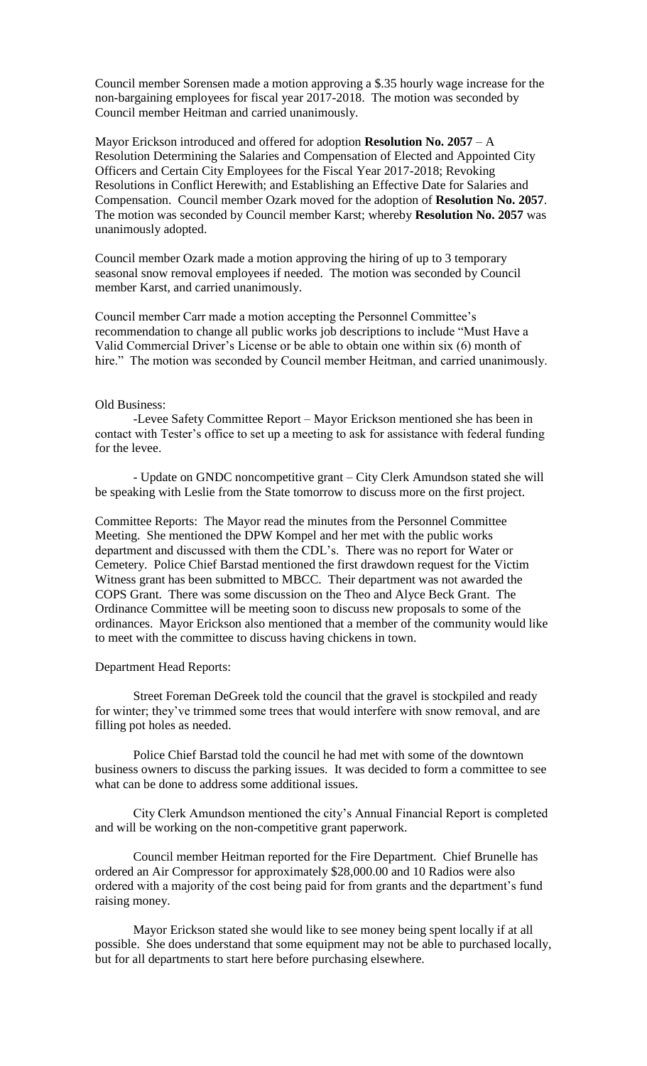Council member Sorensen made a motion approving a $.35 hourly wage increase for the non-bargaining employees for fiscal year 2017-2018. The motion was seconded by Council member Heitman and carried unanimously.

Mayor Erickson introduced and offered for adoption **Resolution No. 2057** – A Resolution Determining the Salaries and Compensation of Elected and Appointed City Officers and Certain City Employees for the Fiscal Year 2017-2018; Revoking Resolutions in Conflict Herewith; and Establishing an Effective Date for Salaries and Compensation. Council member Ozark moved for the adoption of **Resolution No. 2057**. The motion was seconded by Council member Karst; whereby **Resolution No. 2057** was unanimously adopted.

Council member Ozark made a motion approving the hiring of up to 3 temporary seasonal snow removal employees if needed. The motion was seconded by Council member Karst, and carried unanimously.

Council member Carr made a motion accepting the Personnel Committee's recommendation to change all public works job descriptions to include "Must Have a Valid Commercial Driver's License or be able to obtain one within six (6) month of hire." The motion was seconded by Council member Heitman, and carried unanimously.

Old Business:

-Levee Safety Committee Report – Mayor Erickson mentioned she has been in contact with Tester's office to set up a meeting to ask for assistance with federal funding for the levee.

- Update on GNDC noncompetitive grant – City Clerk Amundson stated she will be speaking with Leslie from the State tomorrow to discuss more on the first project.

Committee Reports: The Mayor read the minutes from the Personnel Committee Meeting. She mentioned the DPW Kompel and her met with the public works department and discussed with them the CDL's. There was no report for Water or Cemetery. Police Chief Barstad mentioned the first drawdown request for the Victim Witness grant has been submitted to MBCC. Their department was not awarded the COPS Grant. There was some discussion on the Theo and Alyce Beck Grant. The Ordinance Committee will be meeting soon to discuss new proposals to some of the ordinances. Mayor Erickson also mentioned that a member of the community would like to meet with the committee to discuss having chickens in town.

Department Head Reports:

Street Foreman DeGreek told the council that the gravel is stockpiled and ready for winter; they've trimmed some trees that would interfere with snow removal, and are filling pot holes as needed.

Police Chief Barstad told the council he had met with some of the downtown business owners to discuss the parking issues. It was decided to form a committee to see what can be done to address some additional issues.

City Clerk Amundson mentioned the city's Annual Financial Report is completed and will be working on the non-competitive grant paperwork.

Council member Heitman reported for the Fire Department. Chief Brunelle has ordered an Air Compressor for approximately $28,000.00 and 10 Radios were also ordered with a majority of the cost being paid for from grants and the department's fund raising money.

Mayor Erickson stated she would like to see money being spent locally if at all possible. She does understand that some equipment may not be able to purchased locally, but for all departments to start here before purchasing elsewhere.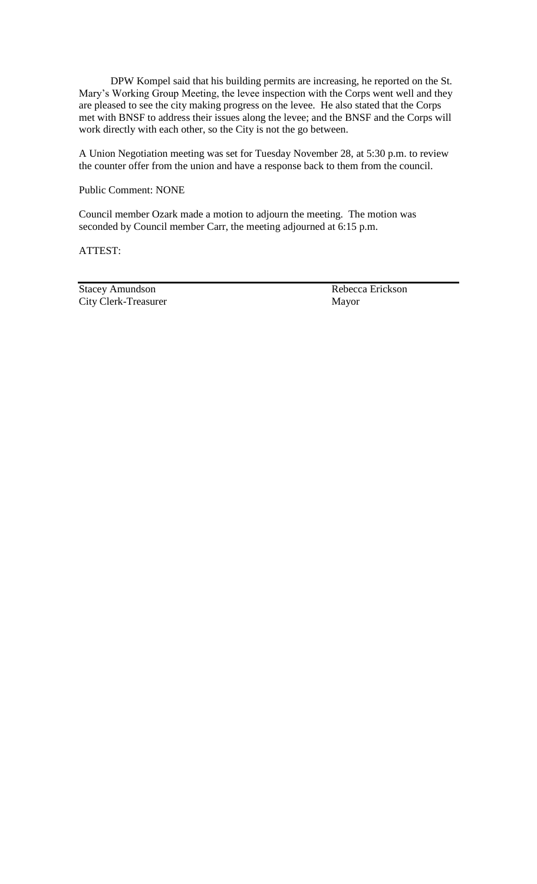DPW Kompel said that his building permits are increasing, he reported on the St. Mary's Working Group Meeting, the levee inspection with the Corps went well and they are pleased to see the city making progress on the levee. He also stated that the Corps met with BNSF to address their issues along the levee; and the BNSF and the Corps will work directly with each other, so the City is not the go between.

A Union Negotiation meeting was set for Tuesday November 28, at 5:30 p.m. to review the counter offer from the union and have a response back to them from the council.

Public Comment: NONE

Council member Ozark made a motion to adjourn the meeting. The motion was seconded by Council member Carr, the meeting adjourned at 6:15 p.m.

ATTEST:

| | |
|---|---|
| Stacey Amundson | Rebecca Erickson |
| City Clerk-Treasurer | Mayor |